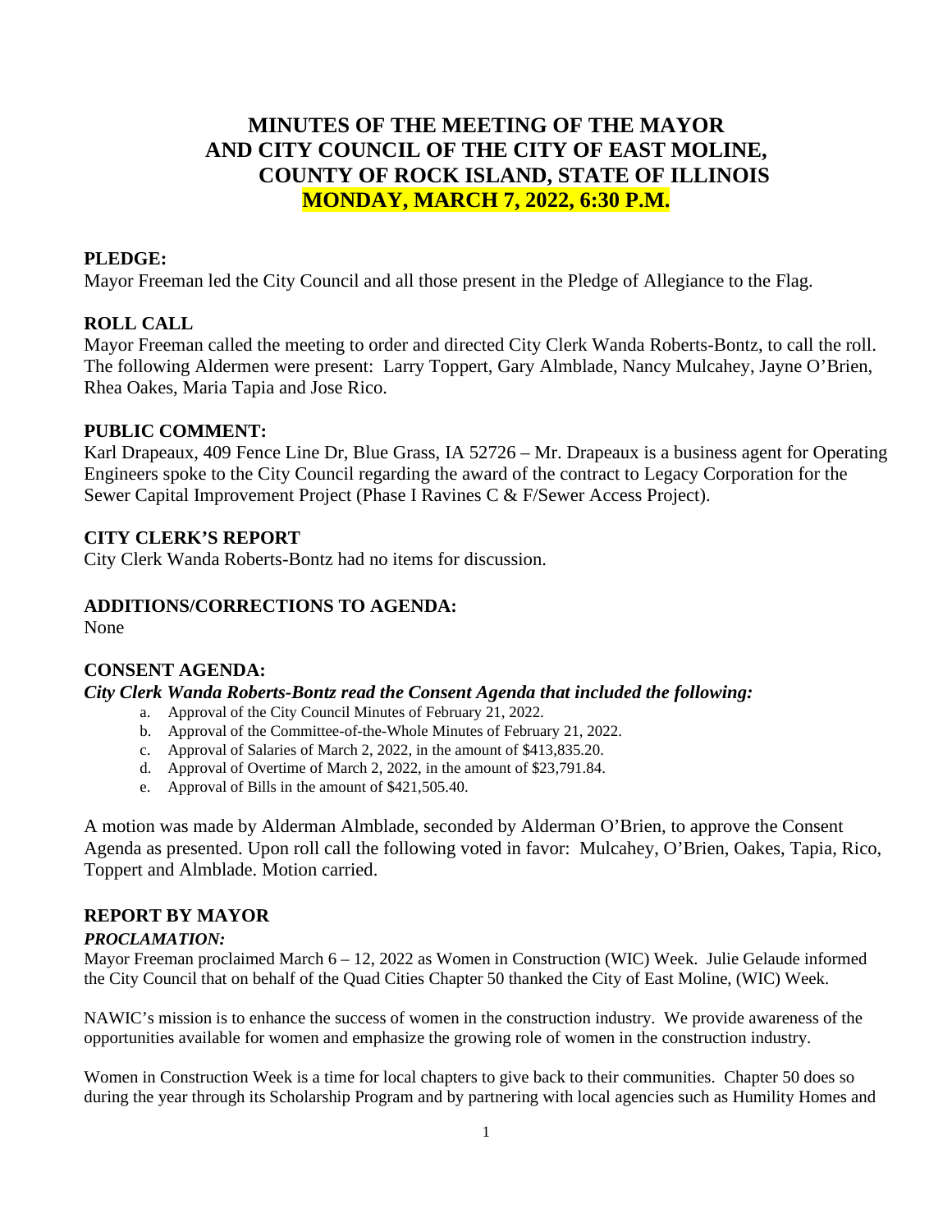# MINUTES OF THE MEETING OF THE MAYOR AND CITY COUNCIL OF THE CITY OF EAST MOLINE, COUNTY OF ROCK ISLAND, STATE OF ILLINOIS

## MONDAY, MARCH 7, 2022, 6:30 P.M.

### PLEDGE:

Mayor Freeman led the City Council and all those present in the Pledge of Allegiance to the Flag.

### ROLL CALL

Mayor Freeman called the meeting to order and directed City Clerk Wanda Roberts-Bontz, to call the roll. The following Aldermen were present: Larry Toppert, Gary Almblade, Nancy Mulcahey, Jayne O'Brien, Rhea Oakes, Maria Tapia and Jose Rico.

### PUBLIC COMMENT:

Karl Drapeaux, 409 Fence Line Dr, Blue Grass, IA 52726 – Mr. Drapeaux is a business agent for Operating Engineers spoke to the City Council regarding the award of the contract to Legacy Corporation for the Sewer Capital Improvement Project (Phase I Ravines C & F/Sewer Access Project).

### CITY CLERK'S REPORT

City Clerk Wanda Roberts-Bontz had no items for discussion.

### ADDITIONS/CORRECTIONS TO AGENDA:

None

### CONSENT AGENDA:

***City Clerk Wanda Roberts-Bontz read the Consent Agenda that included the following:***

a. Approval of the City Council Minutes of February 21, 2022.
b. Approval of the Committee-of-the-Whole Minutes of February 21, 2022.
c. Approval of Salaries of March 2, 2022, in the amount of $413,835.20.
d. Approval of Overtime of March 2, 2022, in the amount of $23,791.84.
e. Approval of Bills in the amount of $421,505.40.

A motion was made by Alderman Almblade, seconded by Alderman O'Brien, to approve the Consent Agenda as presented. Upon roll call the following voted in favor: Mulcahey, O'Brien, Oakes, Tapia, Rico, Toppert and Almblade. Motion carried.

### REPORT BY MAYOR

***PROCLAMATION:***

Mayor Freeman proclaimed March 6 – 12, 2022 as Women in Construction (WIC) Week. Julie Gelaude informed the City Council that on behalf of the Quad Cities Chapter 50 thanked the City of East Moline, (WIC) Week.

NAWIC's mission is to enhance the success of women in the construction industry. We provide awareness of the opportunities available for women and emphasize the growing role of women in the construction industry.

Women in Construction Week is a time for local chapters to give back to their communities. Chapter 50 does so during the year through its Scholarship Program and by partnering with local agencies such as Humility Homes and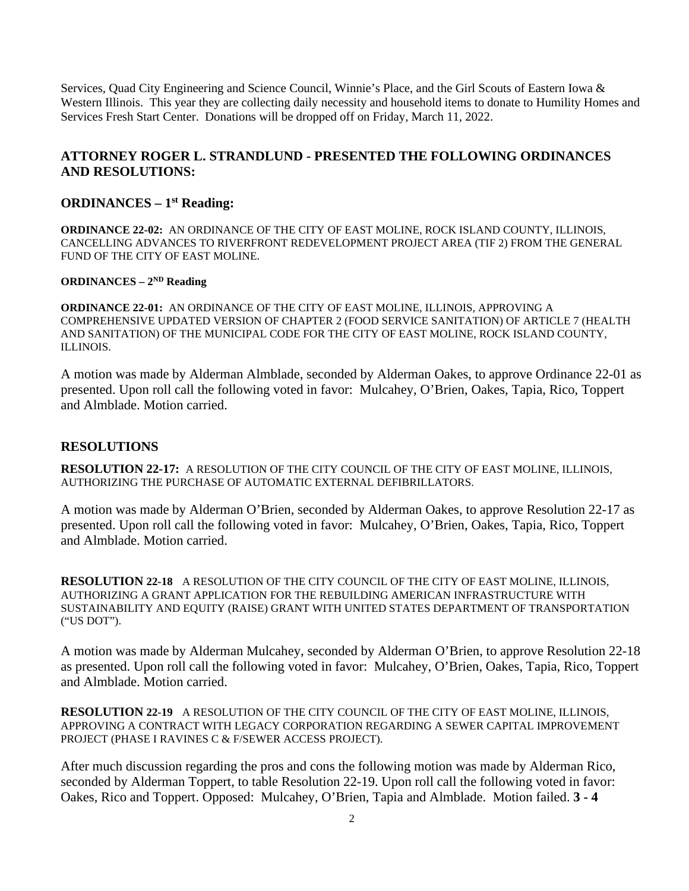Services, Quad City Engineering and Science Council, Winnie's Place, and the Girl Scouts of Eastern Iowa & Western Illinois. This year they are collecting daily necessity and household items to donate to Humility Homes and Services Fresh Start Center. Donations will be dropped off on Friday, March 11, 2022.

## ATTORNEY ROGER L. STRANDLUND - PRESENTED THE FOLLOWING ORDINANCES AND RESOLUTIONS:

### ORDINANCES – 1st Reading:

**ORDINANCE 22-02:** AN ORDINANCE OF THE CITY OF EAST MOLINE, ROCK ISLAND COUNTY, ILLINOIS, CANCELLING ADVANCES TO RIVERFRONT REDEVELOPMENT PROJECT AREA (TIF 2) FROM THE GENERAL FUND OF THE CITY OF EAST MOLINE.

#### ORDINANCES – 2ND Reading

**ORDINANCE 22-01:** AN ORDINANCE OF THE CITY OF EAST MOLINE, ILLINOIS, APPROVING A COMPREHENSIVE UPDATED VERSION OF CHAPTER 2 (FOOD SERVICE SANITATION) OF ARTICLE 7 (HEALTH AND SANITATION) OF THE MUNICIPAL CODE FOR THE CITY OF EAST MOLINE, ROCK ISLAND COUNTY, ILLINOIS.

A motion was made by Alderman Almblade, seconded by Alderman Oakes, to approve Ordinance 22-01 as presented. Upon roll call the following voted in favor: Mulcahey, O'Brien, Oakes, Tapia, Rico, Toppert and Almblade. Motion carried.

### RESOLUTIONS

**RESOLUTION 22-17:** A RESOLUTION OF THE CITY COUNCIL OF THE CITY OF EAST MOLINE, ILLINOIS, AUTHORIZING THE PURCHASE OF AUTOMATIC EXTERNAL DEFIBRILLATORS.

A motion was made by Alderman O'Brien, seconded by Alderman Oakes, to approve Resolution 22-17 as presented. Upon roll call the following voted in favor: Mulcahey, O'Brien, Oakes, Tapia, Rico, Toppert and Almblade. Motion carried.

**RESOLUTION 22-18** A RESOLUTION OF THE CITY COUNCIL OF THE CITY OF EAST MOLINE, ILLINOIS, AUTHORIZING A GRANT APPLICATION FOR THE REBUILDING AMERICAN INFRASTRUCTURE WITH SUSTAINABILITY AND EQUITY (RAISE) GRANT WITH UNITED STATES DEPARTMENT OF TRANSPORTATION ("US DOT").

A motion was made by Alderman Mulcahey, seconded by Alderman O'Brien, to approve Resolution 22-18 as presented. Upon roll call the following voted in favor: Mulcahey, O'Brien, Oakes, Tapia, Rico, Toppert and Almblade. Motion carried.

**RESOLUTION 22-19** A RESOLUTION OF THE CITY COUNCIL OF THE CITY OF EAST MOLINE, ILLINOIS, APPROVING A CONTRACT WITH LEGACY CORPORATION REGARDING A SEWER CAPITAL IMPROVEMENT PROJECT (PHASE I RAVINES C & F/SEWER ACCESS PROJECT).

After much discussion regarding the pros and cons the following motion was made by Alderman Rico, seconded by Alderman Toppert, to table Resolution 22-19. Upon roll call the following voted in favor: Oakes, Rico and Toppert. Opposed: Mulcahey, O'Brien, Tapia and Almblade. Motion failed. **3 - 4**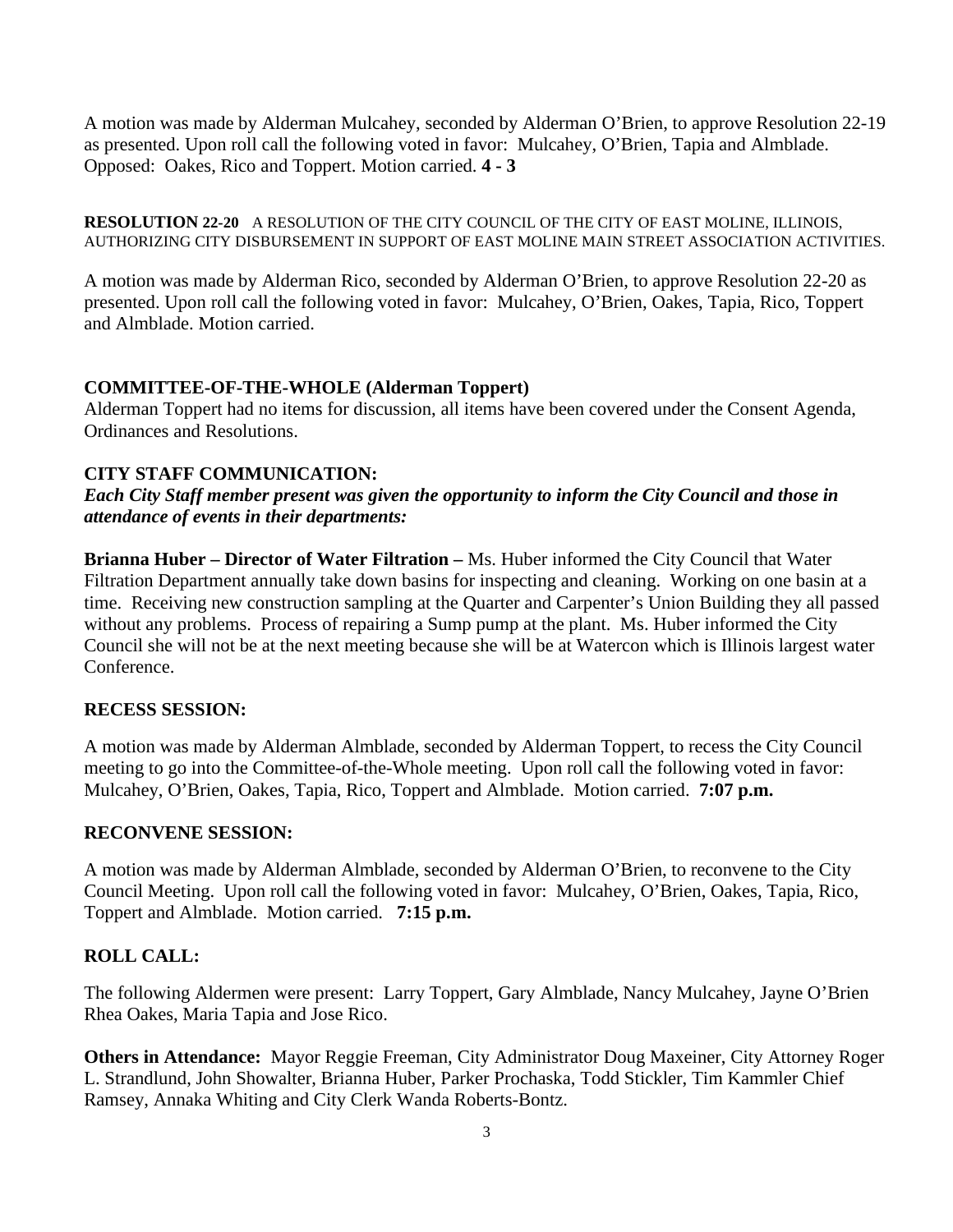A motion was made by Alderman Mulcahey, seconded by Alderman O'Brien, to approve Resolution 22-19 as presented. Upon roll call the following voted in favor: Mulcahey, O'Brien, Tapia and Almblade. Opposed: Oakes, Rico and Toppert. Motion carried. **4 - 3**

**RESOLUTION 22-20** A RESOLUTION OF THE CITY COUNCIL OF THE CITY OF EAST MOLINE, ILLINOIS, AUTHORIZING CITY DISBURSEMENT IN SUPPORT OF EAST MOLINE MAIN STREET ASSOCIATION ACTIVITIES.

A motion was made by Alderman Rico, seconded by Alderman O'Brien, to approve Resolution 22-20 as presented. Upon roll call the following voted in favor: Mulcahey, O'Brien, Oakes, Tapia, Rico, Toppert and Almblade. Motion carried.

**COMMITTEE-OF-THE-WHOLE (Alderman Toppert)**

Alderman Toppert had no items for discussion, all items have been covered under the Consent Agenda, Ordinances and Resolutions.

**CITY STAFF COMMUNICATION:**

***Each City Staff member present was given the opportunity to inform the City Council and those in attendance of events in their departments:***

**Brianna Huber – Director of Water Filtration –** Ms. Huber informed the City Council that Water Filtration Department annually take down basins for inspecting and cleaning. Working on one basin at a time. Receiving new construction sampling at the Quarter and Carpenter's Union Building they all passed without any problems. Process of repairing a Sump pump at the plant. Ms. Huber informed the City Council she will not be at the next meeting because she will be at Watercon which is Illinois largest water Conference.

**RECESS SESSION:**

A motion was made by Alderman Almblade, seconded by Alderman Toppert, to recess the City Council meeting to go into the Committee-of-the-Whole meeting. Upon roll call the following voted in favor: Mulcahey, O'Brien, Oakes, Tapia, Rico, Toppert and Almblade. Motion carried. **7:07 p.m.**

**RECONVENE SESSION:**

A motion was made by Alderman Almblade, seconded by Alderman O'Brien, to reconvene to the City Council Meeting. Upon roll call the following voted in favor: Mulcahey, O'Brien, Oakes, Tapia, Rico, Toppert and Almblade. Motion carried. **7:15 p.m.**

**ROLL CALL:**

The following Aldermen were present: Larry Toppert, Gary Almblade, Nancy Mulcahey, Jayne O'Brien Rhea Oakes, Maria Tapia and Jose Rico.

**Others in Attendance:** Mayor Reggie Freeman, City Administrator Doug Maxeiner, City Attorney Roger L. Strandlund, John Showalter, Brianna Huber, Parker Prochaska, Todd Stickler, Tim Kammler Chief Ramsey, Annaka Whiting and City Clerk Wanda Roberts-Bontz.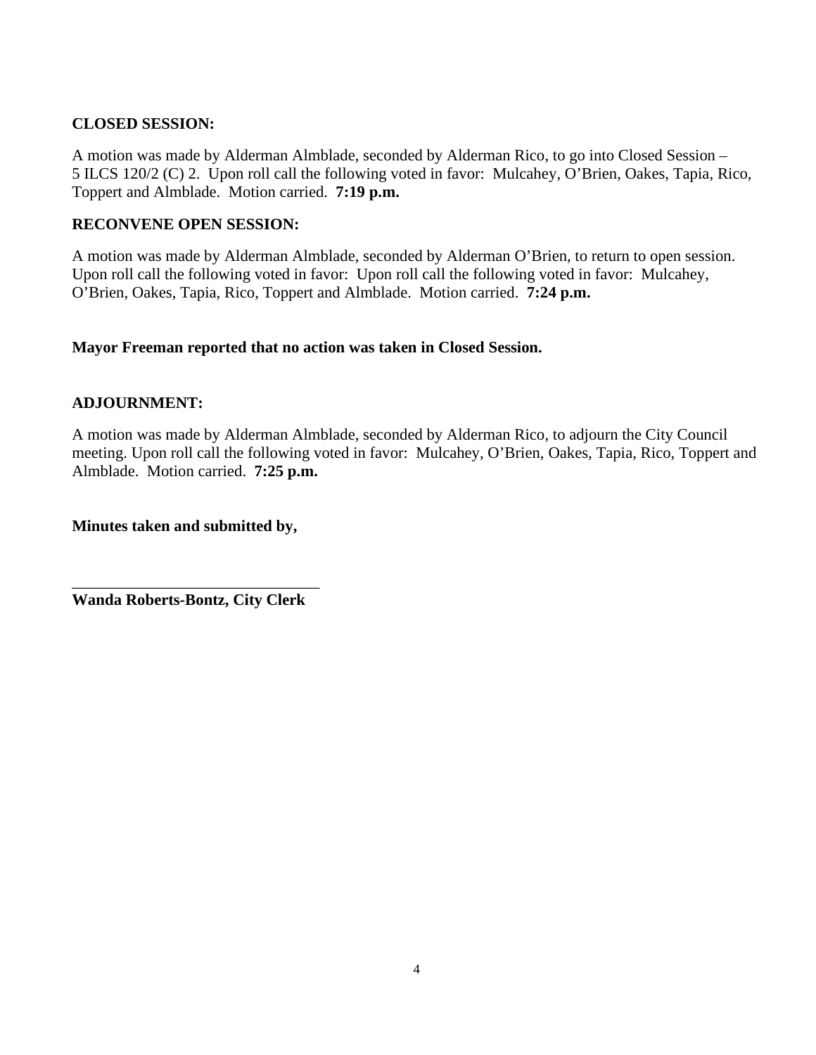**CLOSED SESSION:**

A motion was made by Alderman Almblade, seconded by Alderman Rico, to go into Closed Session – 5 ILCS 120/2 (C) 2. Upon roll call the following voted in favor: Mulcahey, O'Brien, Oakes, Tapia, Rico, Toppert and Almblade. Motion carried. **7:19 p.m.**

**RECONVENE OPEN SESSION:**

A motion was made by Alderman Almblade, seconded by Alderman O'Brien, to return to open session. Upon roll call the following voted in favor: Upon roll call the following voted in favor: Mulcahey, O'Brien, Oakes, Tapia, Rico, Toppert and Almblade. Motion carried. **7:24 p.m.**

**Mayor Freeman reported that no action was taken in Closed Session.**

**ADJOURNMENT:**

A motion was made by Alderman Almblade, seconded by Alderman Rico, to adjourn the City Council meeting. Upon roll call the following voted in favor: Mulcahey, O'Brien, Oakes, Tapia, Rico, Toppert and Almblade. Motion carried. **7:25 p.m.**

**Minutes taken and submitted by,**

\_\_\_\_\_\_\_\_\_\_\_\_\_\_\_\_\_\_\_\_\_\_\_\_\_\_\_\_\_\_\_

**Wanda Roberts-Bontz, City Clerk**